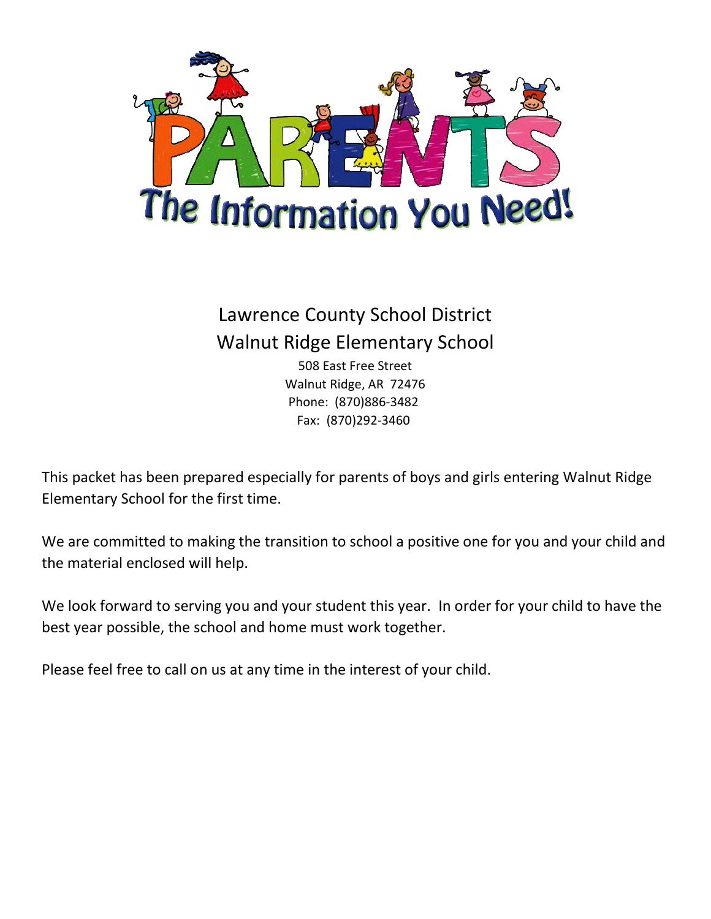# PARENTS

## The Information You Need!

Lawrence County School District
Walnut Ridge Elementary School

508 East Free Street
Walnut Ridge, AR 72476
Phone: (870)886-3482
Fax: (870)292-3460

This packet has been prepared especially for parents of boys and girls entering Walnut Ridge Elementary School for the first time.

We are committed to making the transition to school a positive one for you and your child and the material enclosed will help.

We look forward to serving you and your student this year. In order for your child to have the best year possible, the school and home must work together.

Please feel free to call on us at any time in the interest of your child.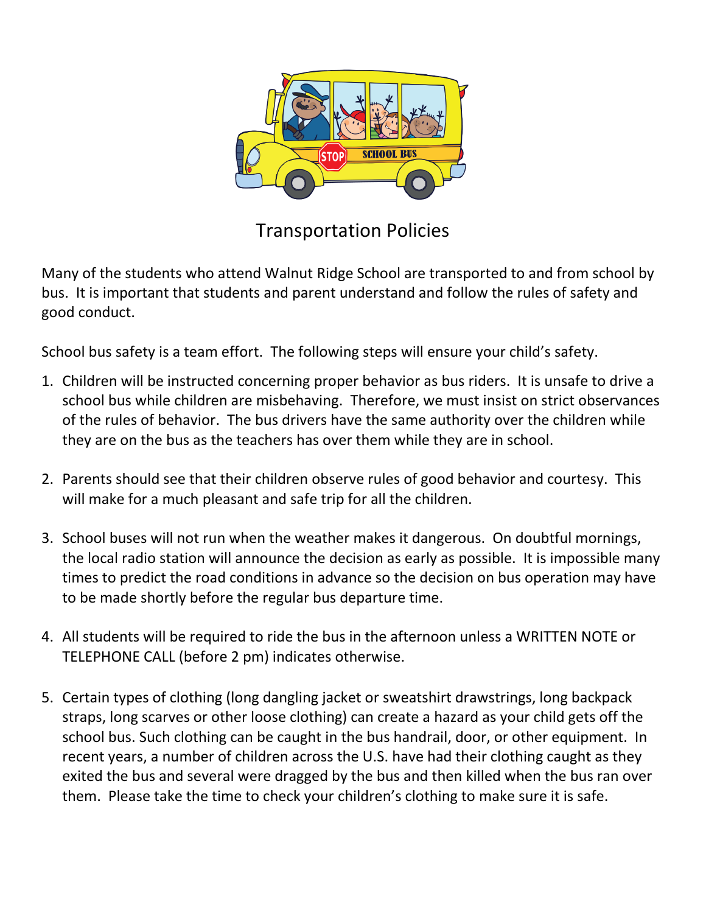# Transportation Policies

Many of the students who attend Walnut Ridge School are transported to and from school by bus. It is important that students and parent understand and follow the rules of safety and good conduct.

School bus safety is a team effort. The following steps will ensure your child's safety.

1. Children will be instructed concerning proper behavior as bus riders. It is unsafe to drive a school bus while children are misbehaving. Therefore, we must insist on strict observances of the rules of behavior. The bus drivers have the same authority over the children while they are on the bus as the teachers has over them while they are in school.

2. Parents should see that their children observe rules of good behavior and courtesy. This will make for a much pleasant and safe trip for all the children.

3. School buses will not run when the weather makes it dangerous. On doubtful mornings, the local radio station will announce the decision as early as possible. It is impossible many times to predict the road conditions in advance so the decision on bus operation may have to be made shortly before the regular bus departure time.

4. All students will be required to ride the bus in the afternoon unless a WRITTEN NOTE or TELEPHONE CALL (before 2 pm) indicates otherwise.

5. Certain types of clothing (long dangling jacket or sweatshirt drawstrings, long backpack straps, long scarves or other loose clothing) can create a hazard as your child gets off the school bus. Such clothing can be caught in the bus handrail, door, or other equipment. In recent years, a number of children across the U.S. have had their clothing caught as they exited the bus and several were dragged by the bus and then killed when the bus ran over them. Please take the time to check your children's clothing to make sure it is safe.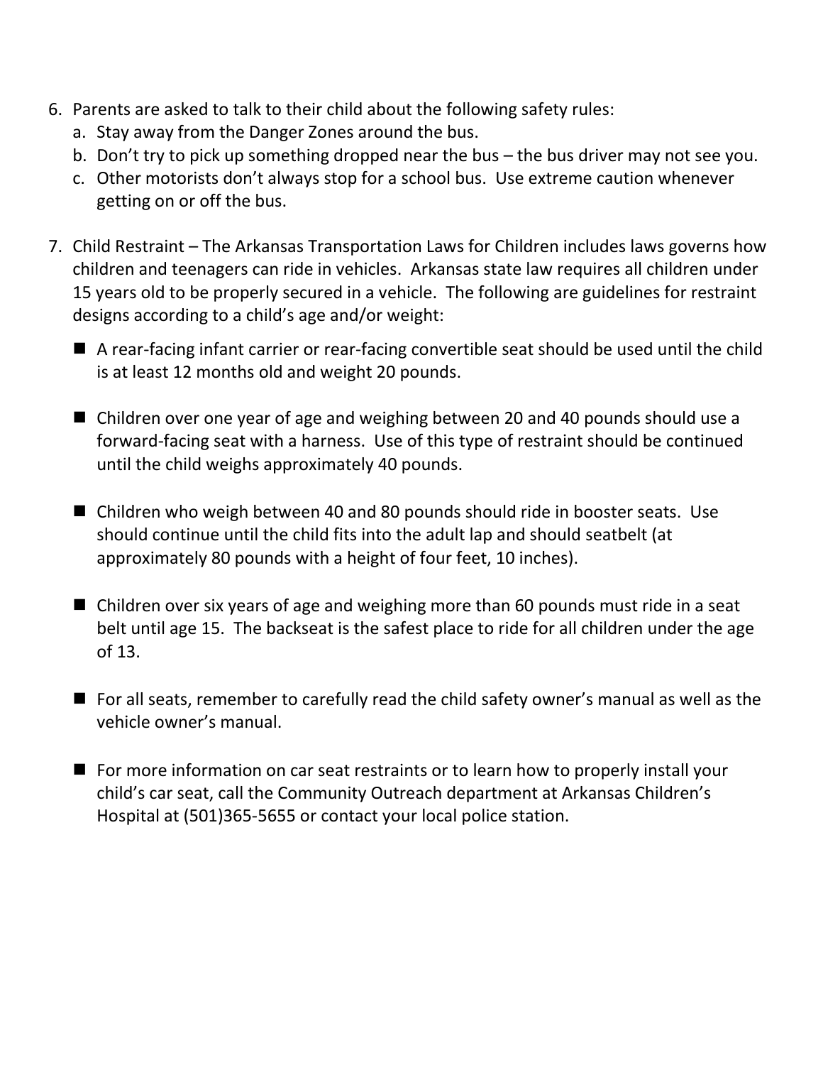6. Parents are asked to talk to their child about the following safety rules:
   a. Stay away from the Danger Zones around the bus.
   b. Don't try to pick up something dropped near the bus – the bus driver may not see you.
   c. Other motorists don't always stop for a school bus. Use extreme caution whenever getting on or off the bus.

7. Child Restraint – The Arkansas Transportation Laws for Children includes laws governs how children and teenagers can ride in vehicles. Arkansas state law requires all children under 15 years old to be properly secured in a vehicle. The following are guidelines for restraint designs according to a child's age and/or weight:

   - A rear-facing infant carrier or rear-facing convertible seat should be used until the child is at least 12 months old and weight 20 pounds.

   - Children over one year of age and weighing between 20 and 40 pounds should use a forward-facing seat with a harness. Use of this type of restraint should be continued until the child weighs approximately 40 pounds.

   - Children who weigh between 40 and 80 pounds should ride in booster seats. Use should continue until the child fits into the adult lap and should seatbelt (at approximately 80 pounds with a height of four feet, 10 inches).

   - Children over six years of age and weighing more than 60 pounds must ride in a seat belt until age 15. The backseat is the safest place to ride for all children under the age of 13.

   - For all seats, remember to carefully read the child safety owner's manual as well as the vehicle owner's manual.

   - For more information on car seat restraints or to learn how to properly install your child's car seat, call the Community Outreach department at Arkansas Children's Hospital at (501)365-5655 or contact your local police station.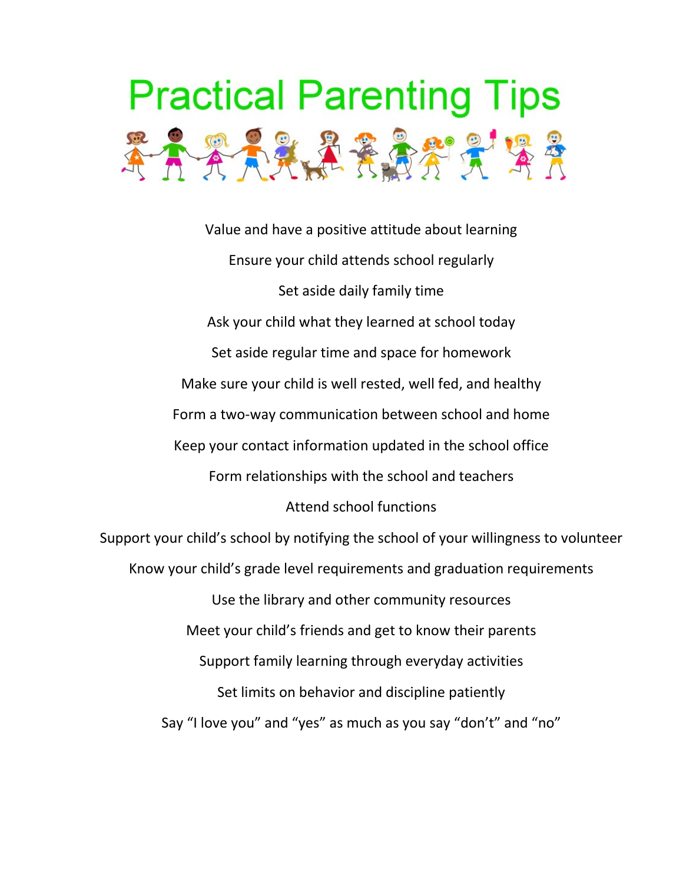# Practical Parenting Tips

Value and have a positive attitude about learning

Ensure your child attends school regularly

Set aside daily family time

Ask your child what they learned at school today

Set aside regular time and space for homework

Make sure your child is well rested, well fed, and healthy

Form a two-way communication between school and home

Keep your contact information updated in the school office

Form relationships with the school and teachers

Attend school functions

Support your child's school by notifying the school of your willingness to volunteer

Know your child's grade level requirements and graduation requirements

Use the library and other community resources

Meet your child's friends and get to know their parents

Support family learning through everyday activities

Set limits on behavior and discipline patiently

Say "I love you" and "yes" as much as you say "don't" and "no"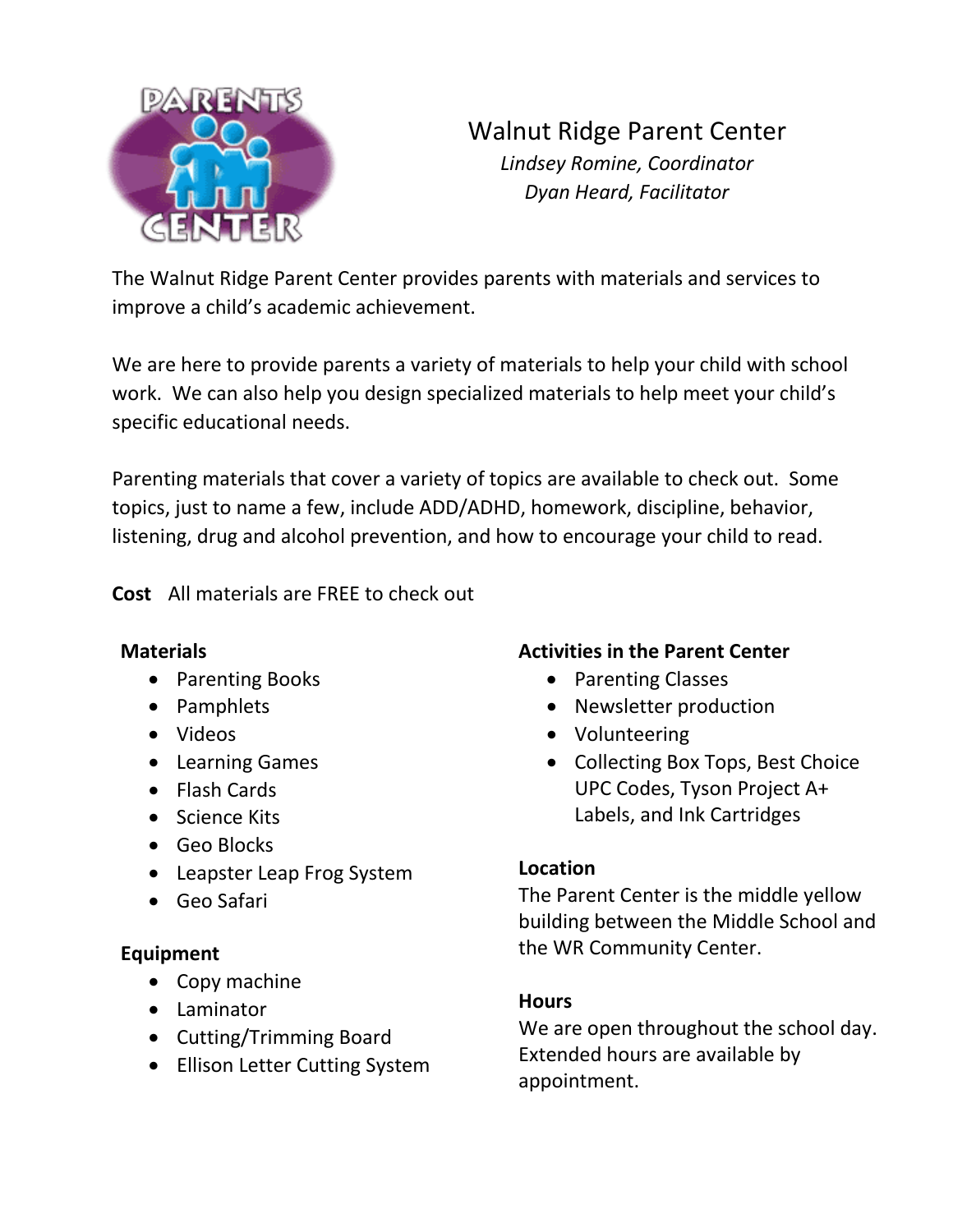# Walnut Ridge Parent Center

*Lindsey Romine, Coordinator*
*Dyan Heard, Facilitator*

The Walnut Ridge Parent Center provides parents with materials and services to improve a child's academic achievement.

We are here to provide parents a variety of materials to help your child with school work. We can also help you design specialized materials to help meet your child's specific educational needs.

Parenting materials that cover a variety of topics are available to check out. Some topics, just to name a few, include ADD/ADHD, homework, discipline, behavior, listening, drug and alcohol prevention, and how to encourage your child to read.

**Cost** All materials are FREE to check out

**Materials**

- Parenting Books
- Pamphlets
- Videos
- Learning Games
- Flash Cards
- Science Kits
- Geo Blocks
- Leapster Leap Frog System
- Geo Safari

**Equipment**

- Copy machine
- Laminator
- Cutting/Trimming Board
- Ellison Letter Cutting System

**Activities in the Parent Center**

- Parenting Classes
- Newsletter production
- Volunteering
- Collecting Box Tops, Best Choice UPC Codes, Tyson Project A+ Labels, and Ink Cartridges

**Location**
The Parent Center is the middle yellow building between the Middle School and the WR Community Center.

**Hours**
We are open throughout the school day. Extended hours are available by appointment.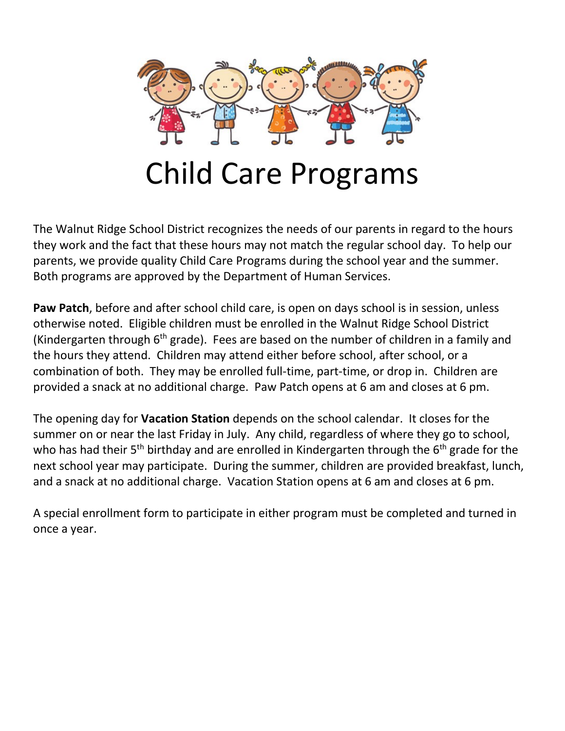# Child Care Programs

The Walnut Ridge School District recognizes the needs of our parents in regard to the hours they work and the fact that these hours may not match the regular school day. To help our parents, we provide quality Child Care Programs during the school year and the summer. Both programs are approved by the Department of Human Services.

**Paw Patch**, before and after school child care, is open on days school is in session, unless otherwise noted. Eligible children must be enrolled in the Walnut Ridge School District (Kindergarten through 6th grade). Fees are based on the number of children in a family and the hours they attend. Children may attend either before school, after school, or a combination of both. They may be enrolled full-time, part-time, or drop in. Children are provided a snack at no additional charge. Paw Patch opens at 6 am and closes at 6 pm.

The opening day for **Vacation Station** depends on the school calendar. It closes for the summer on or near the last Friday in July. Any child, regardless of where they go to school, who has had their 5th birthday and are enrolled in Kindergarten through the 6th grade for the next school year may participate. During the summer, children are provided breakfast, lunch, and a snack at no additional charge. Vacation Station opens at 6 am and closes at 6 pm.

A special enrollment form to participate in either program must be completed and turned in once a year.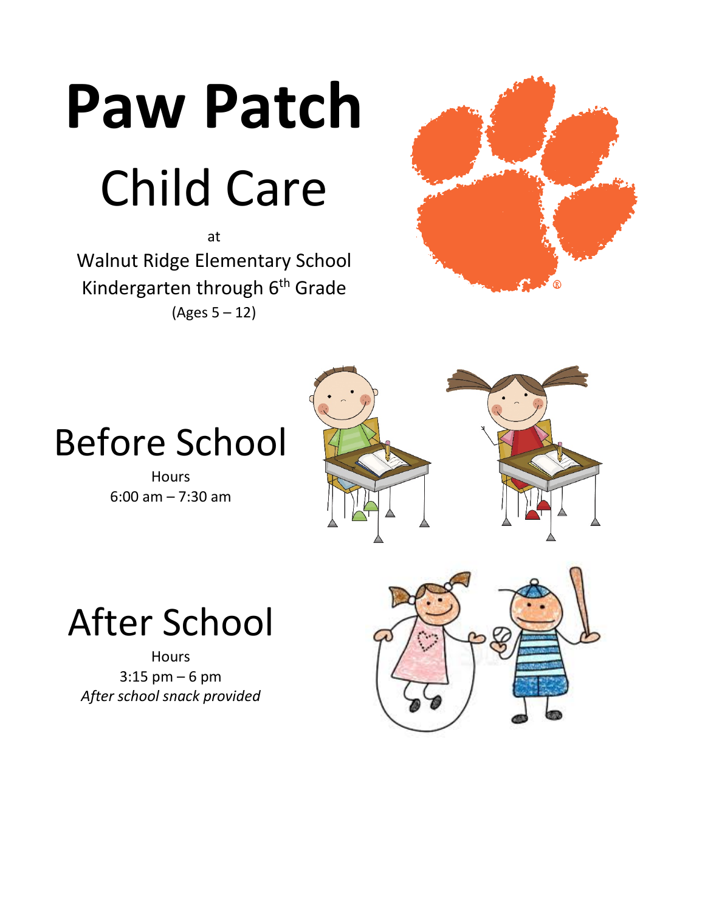# Paw Patch

## Child Care

at

Walnut Ridge Elementary School

Kindergarten through 6th Grade

(Ages 5 – 12)

## Before School

Hours

6:00 am – 7:30 am

## After School

Hours

3:15 pm – 6 pm

*After school snack provided*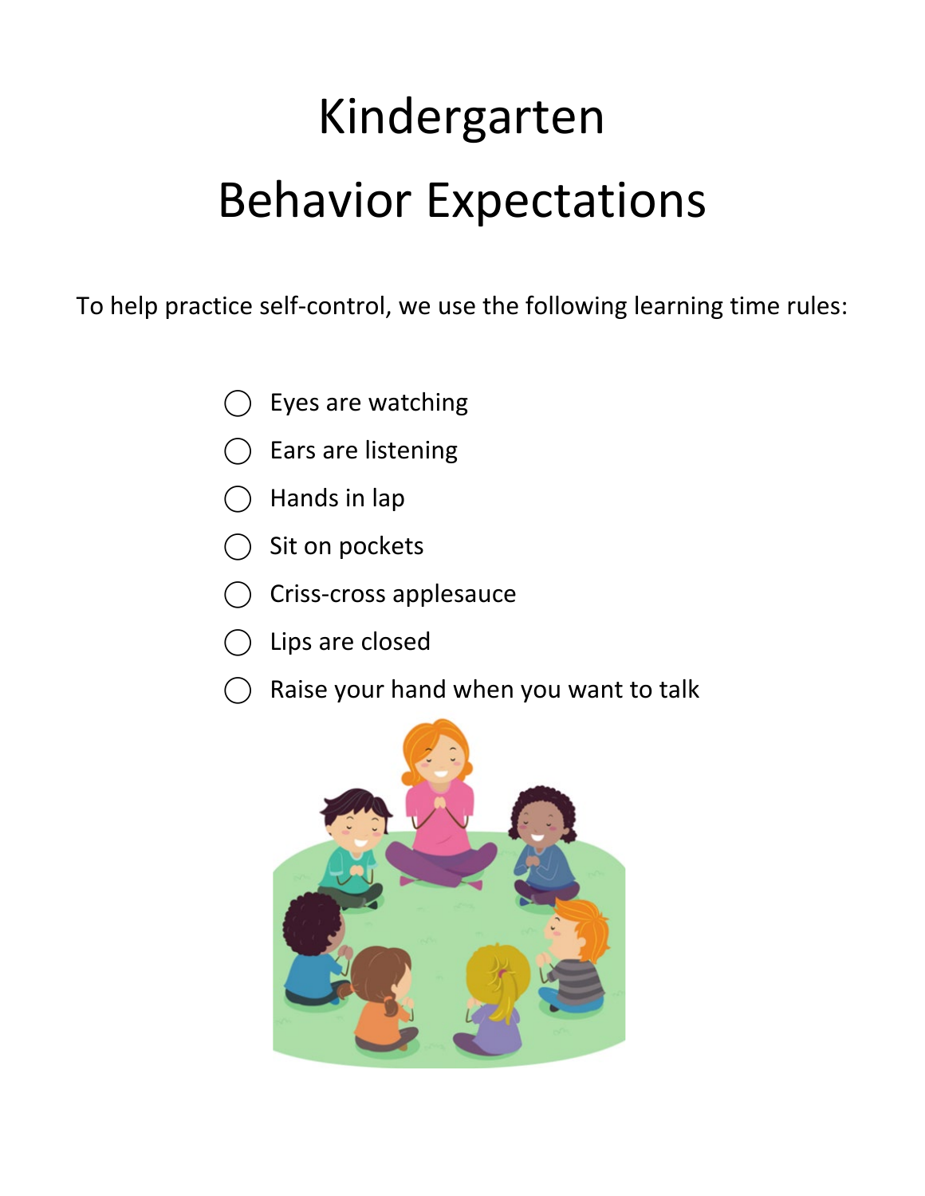# Kindergarten

# Behavior Expectations

To help practice self-control, we use the following learning time rules:

- ◯ Eyes are watching
- ◯ Ears are listening
- ◯ Hands in lap
- ◯ Sit on pockets
- ◯ Criss-cross applesauce
- ◯ Lips are closed
- ◯ Raise your hand when you want to talk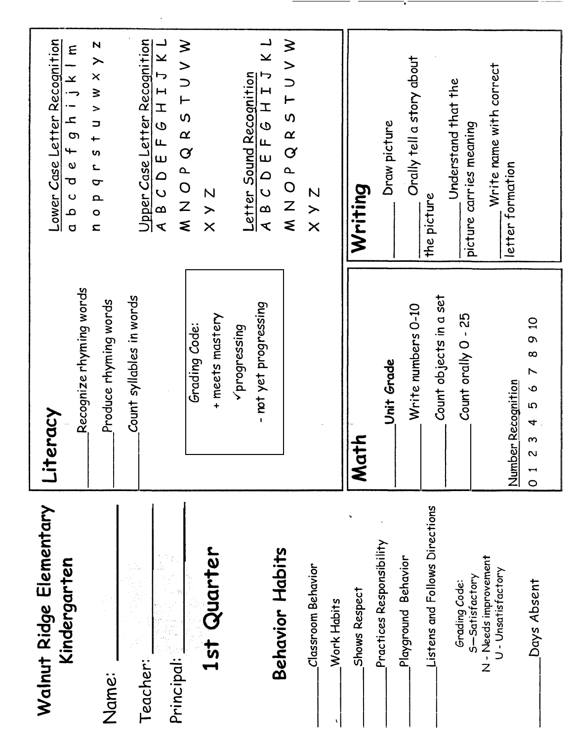# Walnut Ridge Elementary Kindergarten

Name: ____________

Teacher: ____________

Principal: ____________

## 1st Quarter

## Behavior Habits

____ Classroom Behavior

____ Work Habits

____ Shows Respect

____ Practices Responsibility

____ Playground Behavior

____ Listens and Follows Directions

Grading Code:
S—Satisfactory
N - Needs improvement
U - Unsatisfactory

____ Days Absent

## Literacy

____ Recognize rhyming words

____ Produce rhyming words

____ Count syllables in words

Grading Code:
+ meets mastery
√ progressing
- not yet progressing

Lower Case Letter Recognition

a b c d e f g h i j k l m
n o p q r s t u v w x y z

Upper Case Letter Recognition

A B C D E F G H I J K L
M N O P Q R S T U V W
X Y Z

Letter Sound Recognition

A B C D E F G H I J K L
M N O P Q R S T U V W
X Y Z

## Math

____ **Unit Grade**

____ Write numbers 0-10

____ Count objects in a set

____ Count orally 0 - 25

Number Recognition

0 1 2 3 4 5 6 7 8 9 10

## Writing

____ Draw picture

____ Orally tell a story about the picture

____ Understand that the picture carries meaning

____ Write name with correct letter formation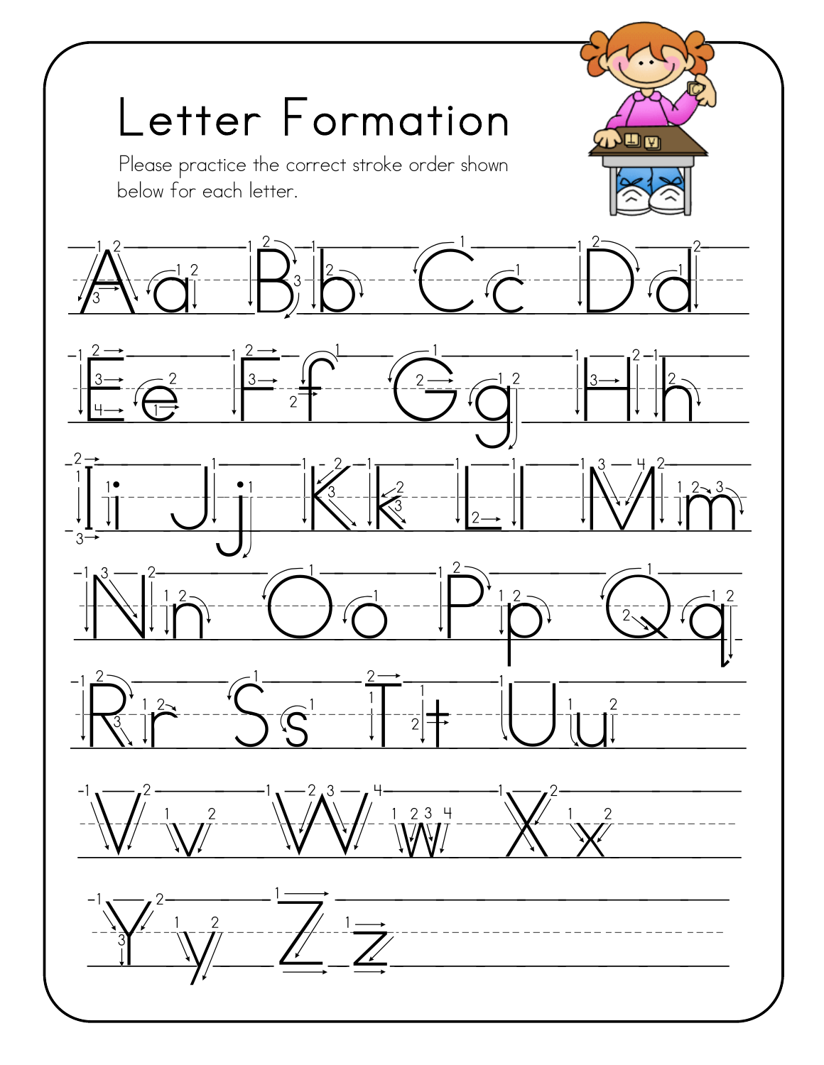# Letter Formation

Please practice the correct stroke order shown below for each letter.

Aa Bb Cc Dd

Ee Ff Gg Hh

Ii Jj Kk Ll Mm

Nn Oo Pp Qq

Rr Ss Tt Uu

Vv Ww Xx

Yy Zz